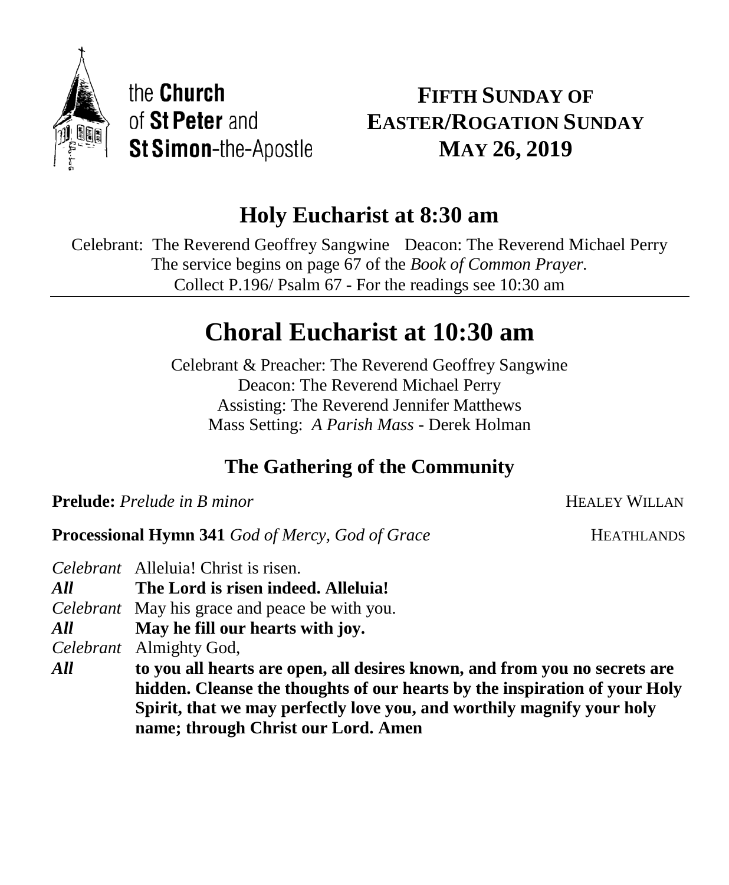the **Church**
of **St Peter** and
**St Simon**-the-Apostle

# FIFTH SUNDAY OF EASTER/ROGATION SUNDAY MAY 26, 2019

## Holy Eucharist at 8:30 am

Celebrant: The Reverend Geoffrey Sangwine Deacon: The Reverend Michael Perry
The service begins on page 67 of the *Book of Common Prayer.*
Collect P.196/ Psalm 67 - For the readings see 10:30 am

---

# Choral Eucharist at 10:30 am

Celebrant & Preacher: The Reverend Geoffrey Sangwine
Deacon: The Reverend Michael Perry
Assisting: The Reverend Jennifer Matthews
Mass Setting: *A Parish Mass* - Derek Holman

## The Gathering of the Community

**Prelude:** *Prelude in B minor* HEALEY WILLAN

**Processional Hymn 341** *God of Mercy, God of Grace* HEATHLANDS

*Celebrant* Alleluia! Christ is risen.
***All*** **The Lord is risen indeed. Alleluia!**
*Celebrant* May his grace and peace be with you.
***All*** **May he fill our hearts with joy.**
*Celebrant* Almighty God,
***All*** **to you all hearts are open, all desires known, and from you no secrets are hidden. Cleanse the thoughts of our hearts by the inspiration of your Holy Spirit, that we may perfectly love you, and worthily magnify your holy name; through Christ our Lord. Amen**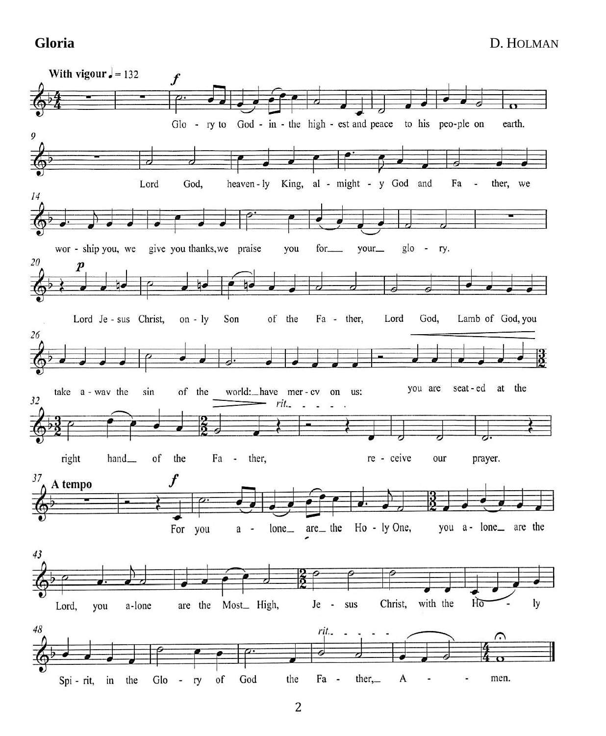**Gloria**

D. HOLMAN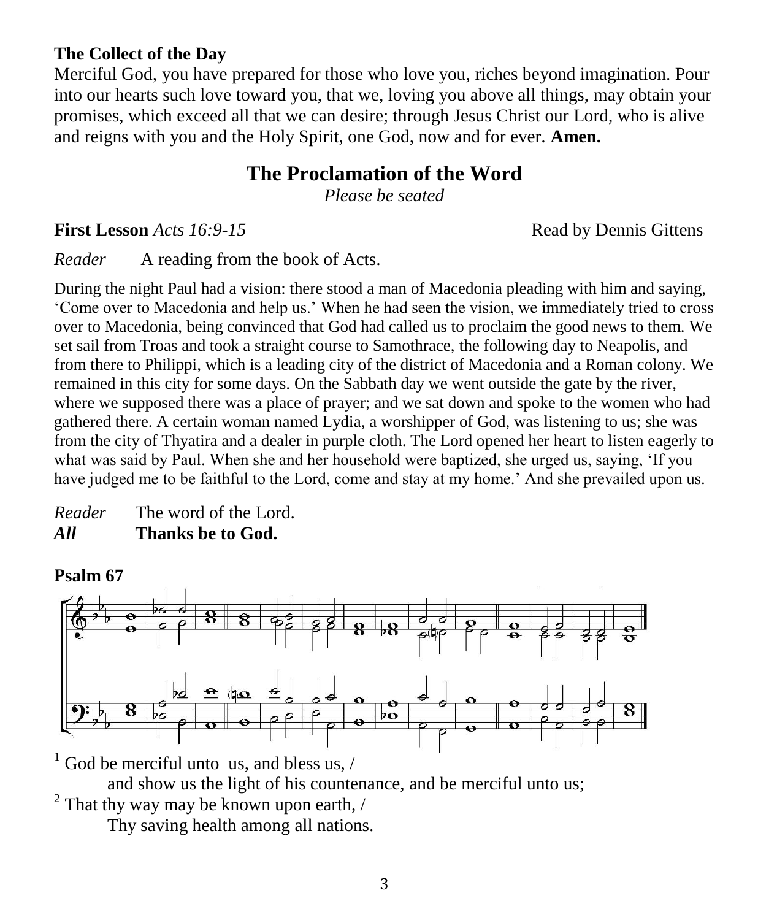**The Collect of the Day**

Merciful God, you have prepared for those who love you, riches beyond imagination. Pour into our hearts such love toward you, that we, loving you above all things, may obtain your promises, which exceed all that we can desire; through Jesus Christ our Lord, who is alive and reigns with you and the Holy Spirit, one God, now and for ever. **Amen.**

## The Proclamation of the Word

*Please be seated*

**First Lesson** *Acts 16:9-15* Read by Dennis Gittens

*Reader* A reading from the book of Acts.

During the night Paul had a vision: there stood a man of Macedonia pleading with him and saying, 'Come over to Macedonia and help us.' When he had seen the vision, we immediately tried to cross over to Macedonia, being convinced that God had called us to proclaim the good news to them. We set sail from Troas and took a straight course to Samothrace, the following day to Neapolis, and from there to Philippi, which is a leading city of the district of Macedonia and a Roman colony. We remained in this city for some days. On the Sabbath day we went outside the gate by the river, where we supposed there was a place of prayer; and we sat down and spoke to the women who had gathered there. A certain woman named Lydia, a worshipper of God, was listening to us; she was from the city of Thyatira and a dealer in purple cloth. The Lord opened her heart to listen eagerly to what was said by Paul. When she and her household were baptized, she urged us, saying, 'If you have judged me to be faithful to the Lord, come and stay at my home.' And she prevailed upon us.

*Reader* The word of the Lord.
***All*** **Thanks be to God.**

**Psalm 67**

[1] God be merciful unto us, and bless us, /
and show us the light of his countenance, and be merciful unto us;
[2] That thy way may be known upon earth, /
Thy saving health among all nations.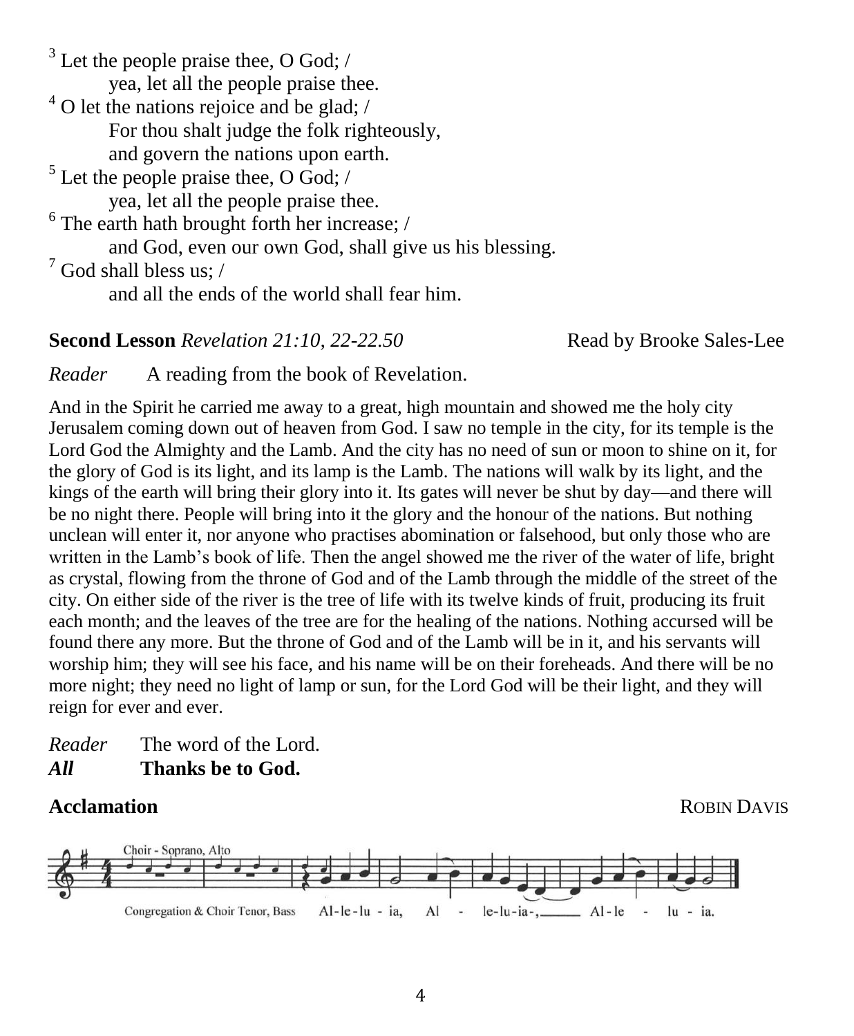[3] Let the people praise thee, O God; /
yea, let all the people praise thee.
[4] O let the nations rejoice and be glad; /
For thou shalt judge the folk righteously,
and govern the nations upon earth.
[5] Let the people praise thee, O God; /
yea, let all the people praise thee.
[6] The earth hath brought forth her increase; /
and God, even our own God, shall give us his blessing.
[7] God shall bless us; /
and all the ends of the world shall fear him.

**Second Lesson** *Revelation 21:10, 22-22.50* Read by Brooke Sales-Lee

*Reader* A reading from the book of Revelation.

And in the Spirit he carried me away to a great, high mountain and showed me the holy city Jerusalem coming down out of heaven from God. I saw no temple in the city, for its temple is the Lord God the Almighty and the Lamb. And the city has no need of sun or moon to shine on it, for the glory of God is its light, and its lamp is the Lamb. The nations will walk by its light, and the kings of the earth will bring their glory into it. Its gates will never be shut by day—and there will be no night there. People will bring into it the glory and the honour of the nations. But nothing unclean will enter it, nor anyone who practises abomination or falsehood, but only those who are written in the Lamb's book of life. Then the angel showed me the river of the water of life, bright as crystal, flowing from the throne of God and of the Lamb through the middle of the street of the city. On either side of the river is the tree of life with its twelve kinds of fruit, producing its fruit each month; and the leaves of the tree are for the healing of the nations. Nothing accursed will be found there any more. But the throne of God and of the Lamb will be in it, and his servants will worship him; they will see his face, and his name will be on their foreheads. And there will be no more night; they need no light of lamp or sun, for the Lord God will be their light, and they will reign for ever and ever.

*Reader* The word of the Lord.
***All*** **Thanks be to God.**

**Acclamation** ROBIN DAVIS

Choir - Soprano, Alto

Congregation & Choir Tenor, Bass Al-le-lu - ia, Al - le-lu-ia-, Al-le - lu - ia.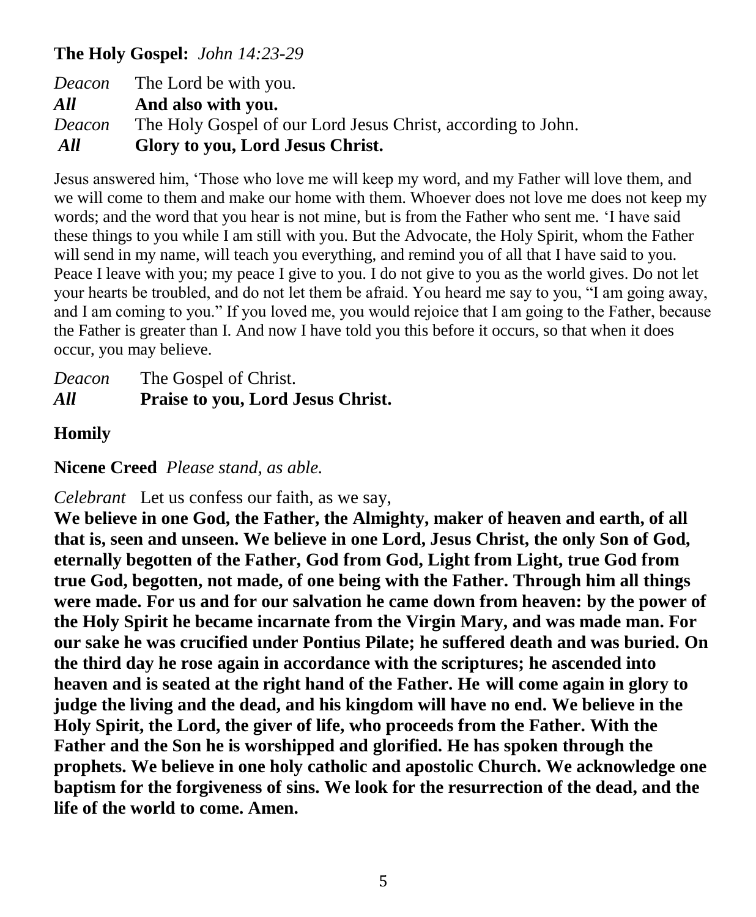**The Holy Gospel:** *John 14:23-29*

*Deacon* The Lord be with you.
***All*** **And also with you.**
*Deacon* The Holy Gospel of our Lord Jesus Christ, according to John.
***All*** **Glory to you, Lord Jesus Christ.**

Jesus answered him, 'Those who love me will keep my word, and my Father will love them, and we will come to them and make our home with them. Whoever does not love me does not keep my words; and the word that you hear is not mine, but is from the Father who sent me. 'I have said these things to you while I am still with you. But the Advocate, the Holy Spirit, whom the Father will send in my name, will teach you everything, and remind you of all that I have said to you. Peace I leave with you; my peace I give to you. I do not give to you as the world gives. Do not let your hearts be troubled, and do not let them be afraid. You heard me say to you, "I am going away, and I am coming to you." If you loved me, you would rejoice that I am going to the Father, because the Father is greater than I. And now I have told you this before it occurs, so that when it does occur, you may believe.

*Deacon* The Gospel of Christ.
***All*** **Praise to you, Lord Jesus Christ.**

**Homily**

**Nicene Creed** *Please stand, as able.*

*Celebrant* Let us confess our faith, as we say,

**We believe in one God, the Father, the Almighty, maker of heaven and earth, of all that is, seen and unseen. We believe in one Lord, Jesus Christ, the only Son of God, eternally begotten of the Father, God from God, Light from Light, true God from true God, begotten, not made, of one being with the Father. Through him all things were made. For us and for our salvation he came down from heaven: by the power of the Holy Spirit he became incarnate from the Virgin Mary, and was made man. For our sake he was crucified under Pontius Pilate; he suffered death and was buried. On the third day he rose again in accordance with the scriptures; he ascended into heaven and is seated at the right hand of the Father. He will come again in glory to judge the living and the dead, and his kingdom will have no end. We believe in the Holy Spirit, the Lord, the giver of life, who proceeds from the Father. With the Father and the Son he is worshipped and glorified. He has spoken through the prophets. We believe in one holy catholic and apostolic Church. We acknowledge one baptism for the forgiveness of sins. We look for the resurrection of the dead, and the life of the world to come. Amen.**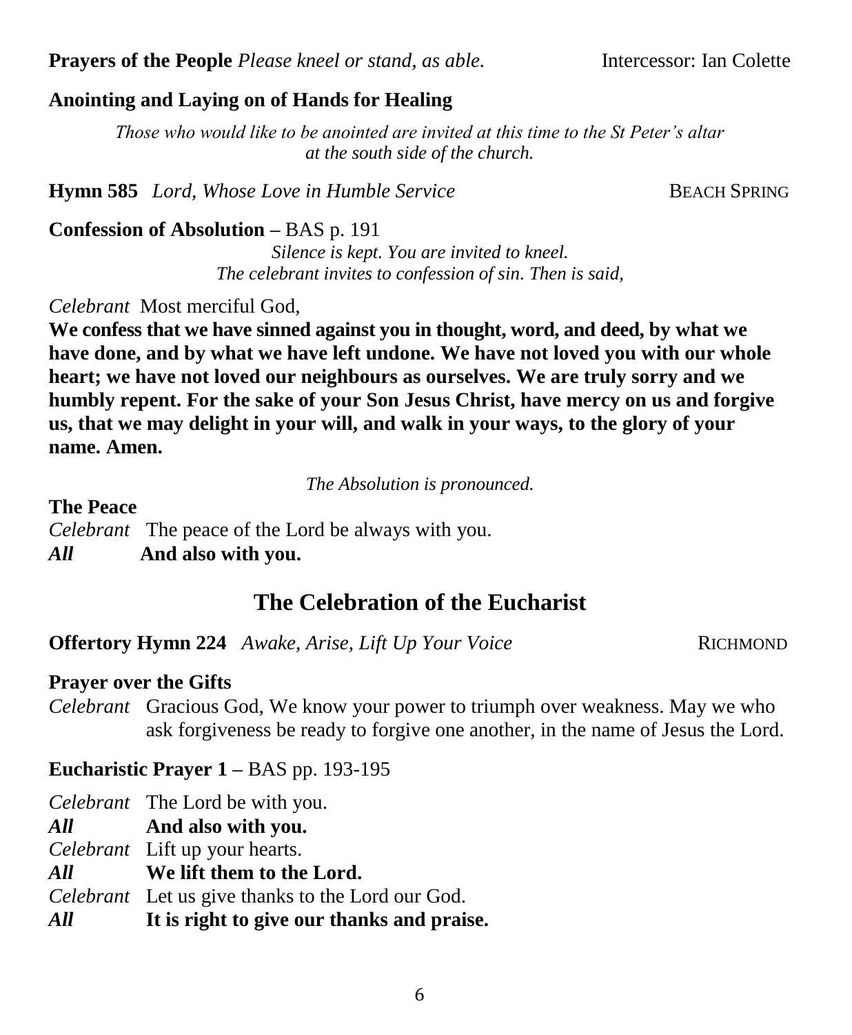**Prayers of the People** *Please kneel or stand, as able.* Intercessor: Ian Colette

**Anointing and Laying on of Hands for Healing**

*Those who would like to be anointed are invited at this time to the St Peter's altar at the south side of the church.*

**Hymn 585** *Lord, Whose Love in Humble Service* BEACH SPRING

**Confession of Absolution –** BAS p. 191

*Silence is kept. You are invited to kneel.*
*The celebrant invites to confession of sin. Then is said,*

*Celebrant* Most merciful God,
**We confess that we have sinned against you in thought, word, and deed, by what we have done, and by what we have left undone. We have not loved you with our whole heart; we have not loved our neighbours as ourselves. We are truly sorry and we humbly repent. For the sake of your Son Jesus Christ, have mercy on us and forgive us, that we may delight in your will, and walk in your ways, to the glory of your name. Amen.**

*The Absolution is pronounced.*

**The Peace**

*Celebrant* The peace of the Lord be always with you.
***All*** **And also with you.**

## The Celebration of the Eucharist

**Offertory Hymn 224** *Awake, Arise, Lift Up Your Voice* RICHMOND

**Prayer over the Gifts**

*Celebrant* Gracious God, We know your power to triumph over weakness. May we who ask forgiveness be ready to forgive one another, in the name of Jesus the Lord.

**Eucharistic Prayer 1 –** BAS pp. 193-195

*Celebrant* The Lord be with you.
***All*** **And also with you.**
*Celebrant* Lift up your hearts.
***All*** **We lift them to the Lord.**
*Celebrant* Let us give thanks to the Lord our God.
***All*** **It is right to give our thanks and praise.**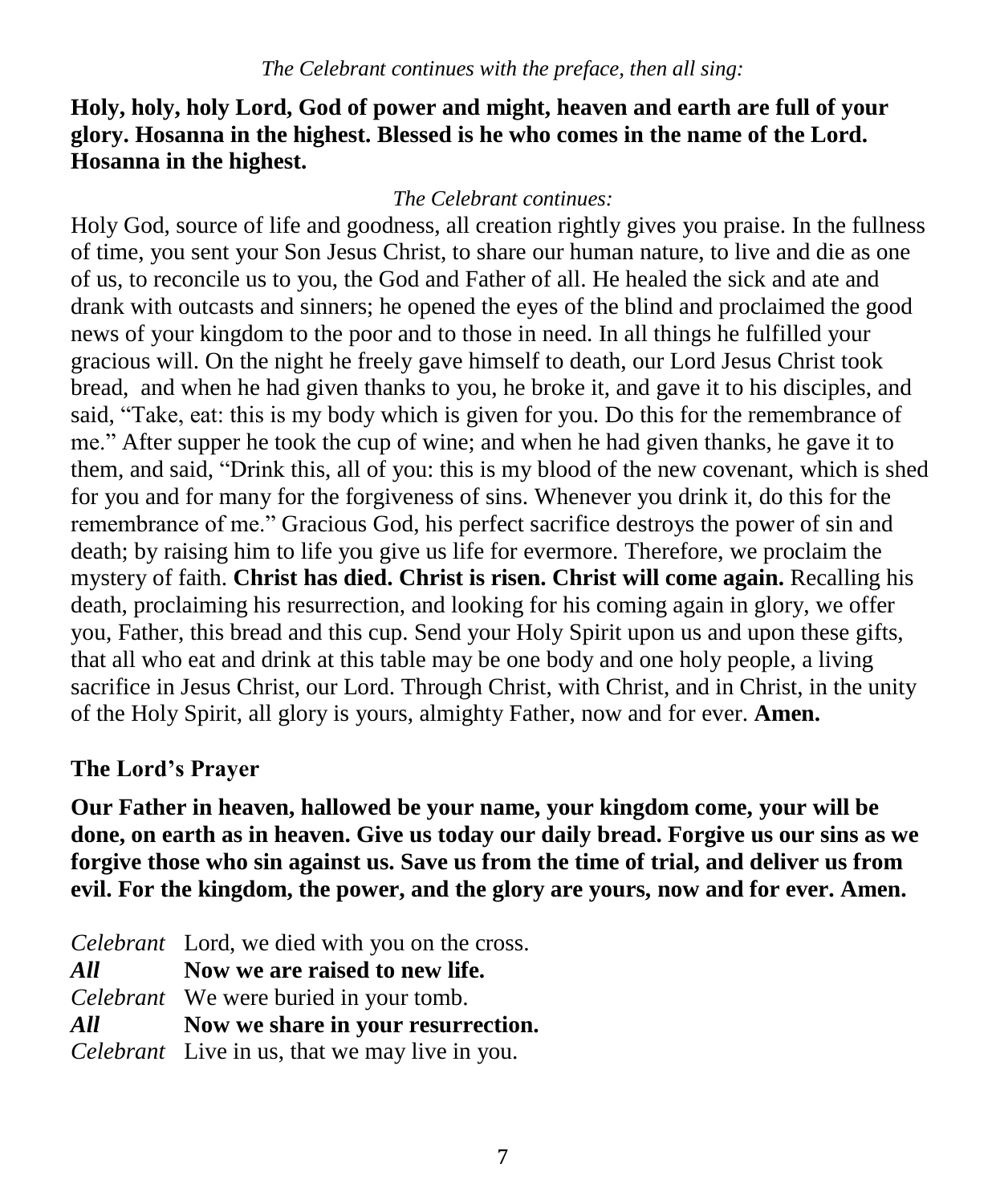*The Celebrant continues with the preface, then all sing:*

**Holy, holy, holy Lord, God of power and might, heaven and earth are full of your glory. Hosanna in the highest. Blessed is he who comes in the name of the Lord. Hosanna in the highest.**

*The Celebrant continues:*

Holy God, source of life and goodness, all creation rightly gives you praise. In the fullness of time, you sent your Son Jesus Christ, to share our human nature, to live and die as one of us, to reconcile us to you, the God and Father of all. He healed the sick and ate and drank with outcasts and sinners; he opened the eyes of the blind and proclaimed the good news of your kingdom to the poor and to those in need. In all things he fulfilled your gracious will. On the night he freely gave himself to death, our Lord Jesus Christ took bread, and when he had given thanks to you, he broke it, and gave it to his disciples, and said, "Take, eat: this is my body which is given for you. Do this for the remembrance of me." After supper he took the cup of wine; and when he had given thanks, he gave it to them, and said, "Drink this, all of you: this is my blood of the new covenant, which is shed for you and for many for the forgiveness of sins. Whenever you drink it, do this for the remembrance of me." Gracious God, his perfect sacrifice destroys the power of sin and death; by raising him to life you give us life for evermore. Therefore, we proclaim the mystery of faith. **Christ has died. Christ is risen. Christ will come again.** Recalling his death, proclaiming his resurrection, and looking for his coming again in glory, we offer you, Father, this bread and this cup. Send your Holy Spirit upon us and upon these gifts, that all who eat and drink at this table may be one body and one holy people, a living sacrifice in Jesus Christ, our Lord. Through Christ, with Christ, and in Christ, in the unity of the Holy Spirit, all glory is yours, almighty Father, now and for ever. **Amen.**

## The Lord's Prayer

**Our Father in heaven, hallowed be your name, your kingdom come, your will be done, on earth as in heaven. Give us today our daily bread. Forgive us our sins as we forgive those who sin against us. Save us from the time of trial, and deliver us from evil. For the kingdom, the power, and the glory are yours, now and for ever. Amen.**

*Celebrant* Lord, we died with you on the cross.
***All*** **Now we are raised to new life.**
*Celebrant* We were buried in your tomb.
***All*** **Now we share in your resurrection.**
*Celebrant* Live in us, that we may live in you.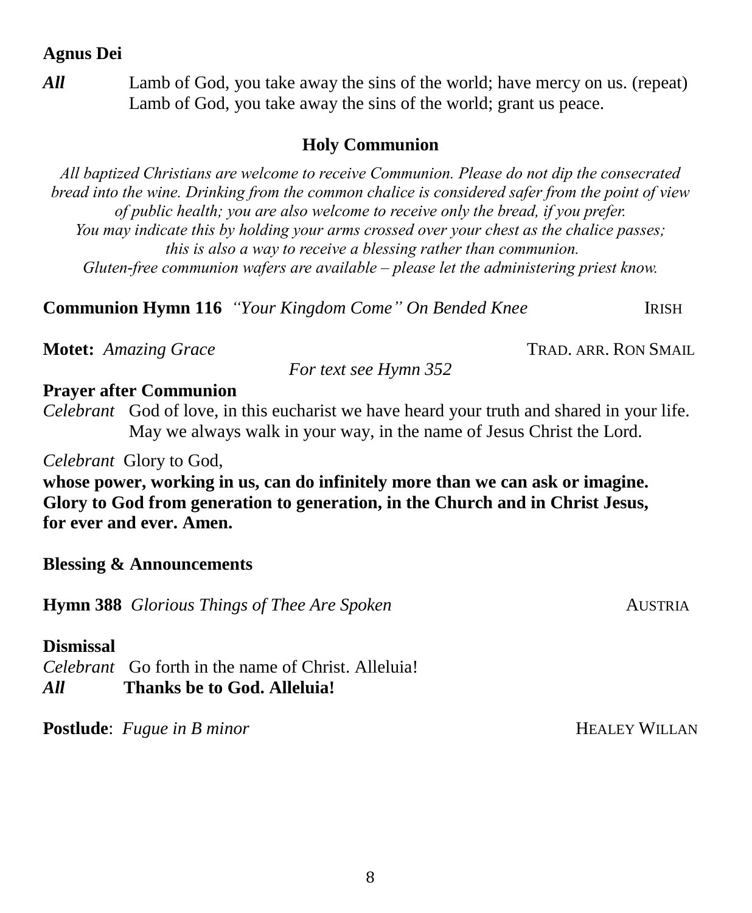**Agnus Dei**

***All*** Lamb of God, you take away the sins of the world; have mercy on us. (repeat)
Lamb of God, you take away the sins of the world; grant us peace.

## Holy Communion

*All baptized Christians are welcome to receive Communion. Please do not dip the consecrated bread into the wine. Drinking from the common chalice is considered safer from the point of view of public health; you are also welcome to receive only the bread, if you prefer. You may indicate this by holding your arms crossed over your chest as the chalice passes; this is also a way to receive a blessing rather than communion. Gluten-free communion wafers are available – please let the administering priest know.*

**Communion Hymn 116** *"Your Kingdom Come" On Bended Knee* IRISH

**Motet:** *Amazing Grace* TRAD. ARR. RON SMAIL

*For text see Hymn 352*

**Prayer after Communion**

*Celebrant* God of love, in this eucharist we have heard your truth and shared in your life. May we always walk in your way, in the name of Jesus Christ the Lord.

*Celebrant* Glory to God,
**whose power, working in us, can do infinitely more than we can ask or imagine. Glory to God from generation to generation, in the Church and in Christ Jesus, for ever and ever. Amen.**

**Blessing & Announcements**

**Hymn 388** *Glorious Things of Thee Are Spoken* AUSTRIA

**Dismissal**

*Celebrant* Go forth in the name of Christ. Alleluia!
***All*** **Thanks be to God. Alleluia!**

**Postlude**: *Fugue in B minor* HEALEY WILLAN